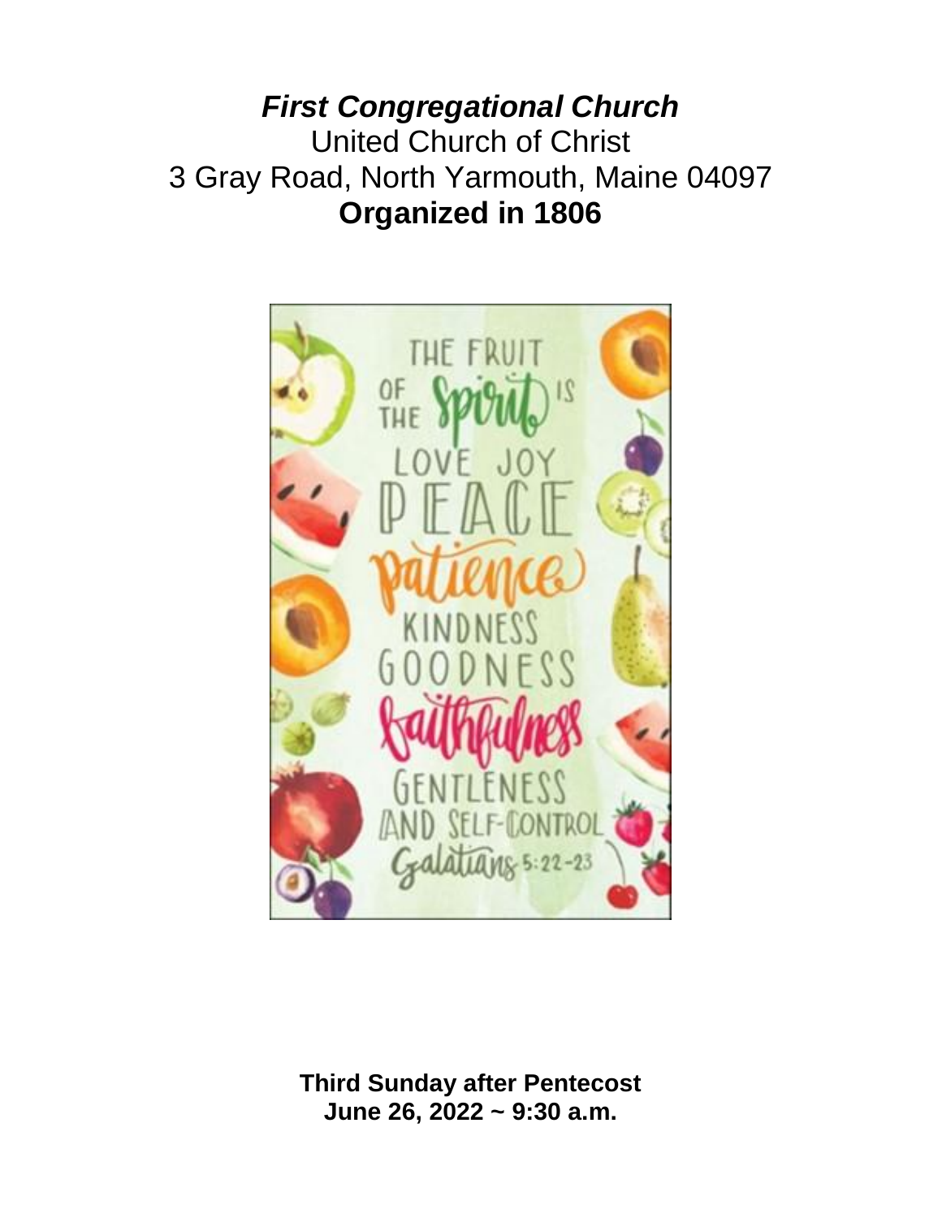# *First Congregational Church*

United Church of Christ

3 Gray Road, North Yarmouth, Maine 04097

**Organized in 1806**

THE FRUIT OF THE Spirit IS LOVE JOY PEACE patience KINDNESS GOODNESS faithfulness GENTLENESS AND SELF-CONTROL Galatians 5:22-23

**Third Sunday after Pentecost**
**June 26, 2022 ~ 9:30 a.m.**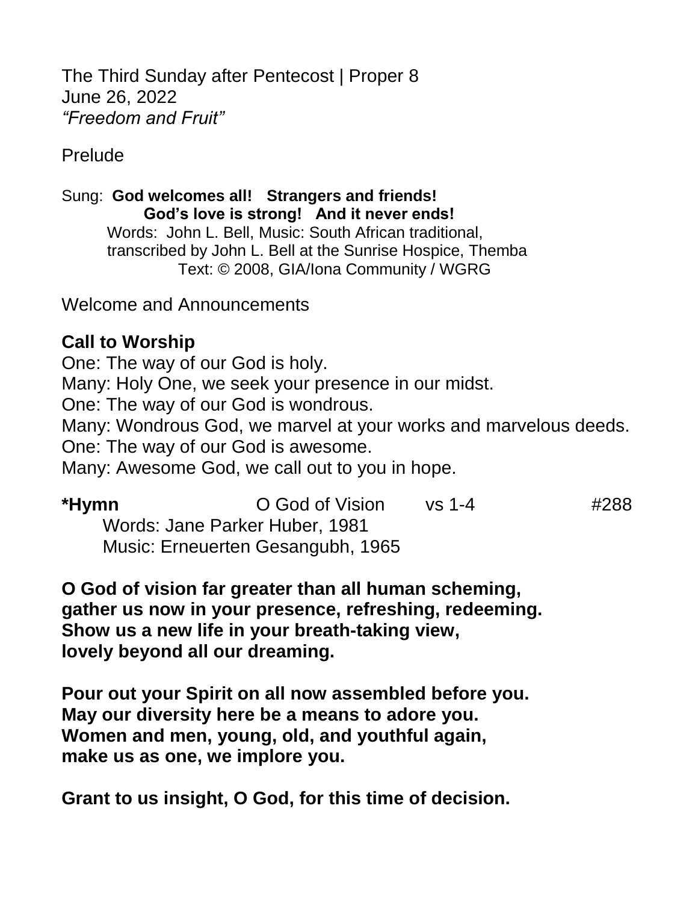The Third Sunday after Pentecost | Proper 8
June 26, 2022
*"Freedom and Fruit"*

Prelude

Sung: **God welcomes all! Strangers and friends!**
**God's love is strong! And it never ends!**
Words: John L. Bell, Music: South African traditional,
transcribed by John L. Bell at the Sunrise Hospice, Themba
Text: © 2008, GIA/Iona Community / WGRG

Welcome and Announcements

**Call to Worship**

One: The way of our God is holy.
Many: Holy One, we seek your presence in our midst.
One: The way of our God is wondrous.
Many: Wondrous God, we marvel at your works and marvelous deeds.
One: The way of our God is awesome.
Many: Awesome God, we call out to you in hope.

**\*Hymn** O God of Vision vs 1-4 #288
Words: Jane Parker Huber, 1981
Music: Erneuerten Gesangubh, 1965

**O God of vision far greater than all human scheming,**
**gather us now in your presence, refreshing, redeeming.**
**Show us a new life in your breath-taking view,**
**lovely beyond all our dreaming.**

**Pour out your Spirit on all now assembled before you.**
**May our diversity here be a means to adore you.**
**Women and men, young, old, and youthful again,**
**make us as one, we implore you.**

**Grant to us insight, O God, for this time of decision.**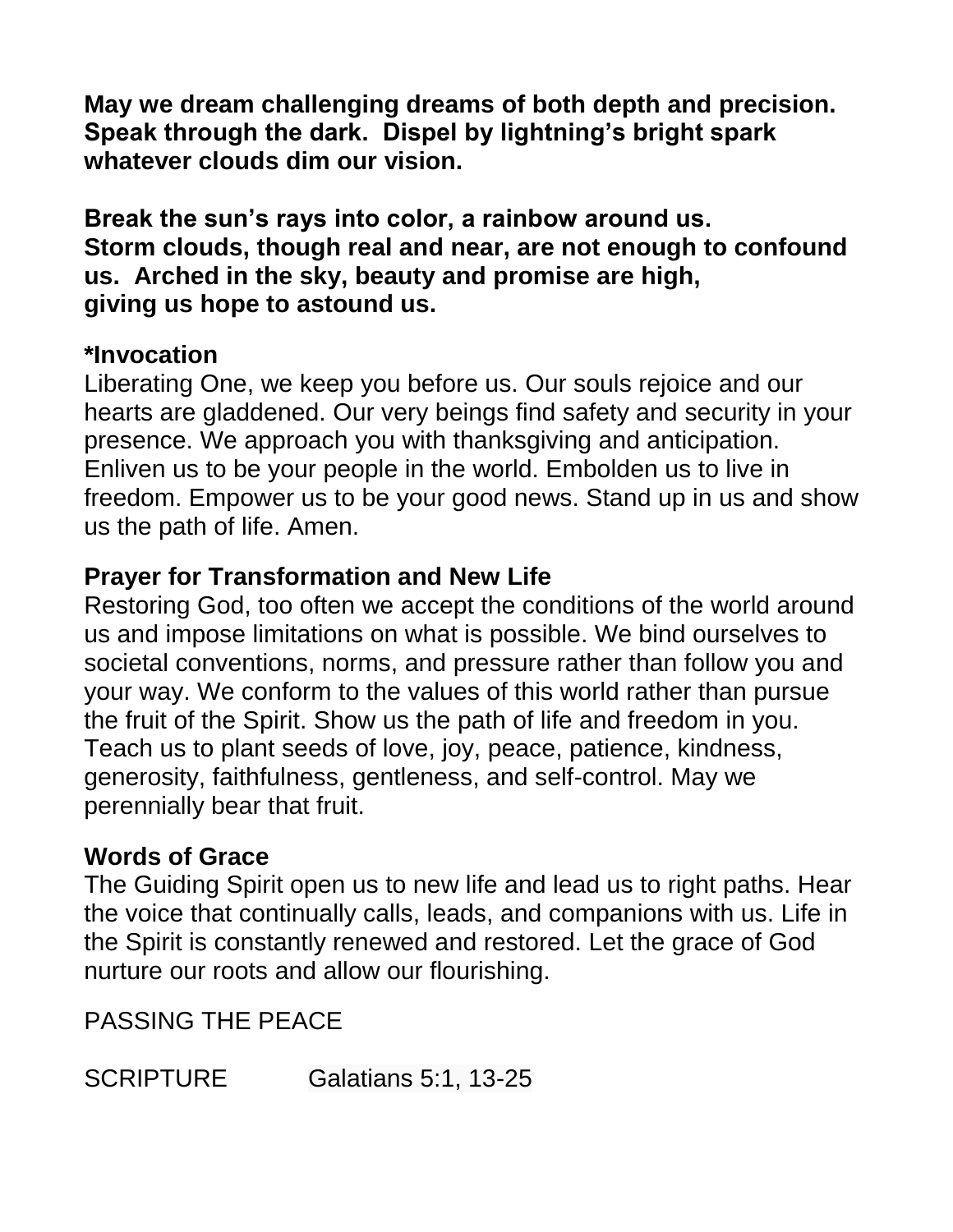**May we dream challenging dreams of both depth and precision. Speak through the dark. Dispel by lightning's bright spark whatever clouds dim our vision.**

**Break the sun's rays into color, a rainbow around us. Storm clouds, though real and near, are not enough to confound us. Arched in the sky, beauty and promise are high, giving us hope to astound us.**

**\*Invocation**

Liberating One, we keep you before us. Our souls rejoice and our hearts are gladdened. Our very beings find safety and security in your presence. We approach you with thanksgiving and anticipation. Enliven us to be your people in the world. Embolden us to live in freedom. Empower us to be your good news. Stand up in us and show us the path of life. Amen.

**Prayer for Transformation and New Life**

Restoring God, too often we accept the conditions of the world around us and impose limitations on what is possible. We bind ourselves to societal conventions, norms, and pressure rather than follow you and your way. We conform to the values of this world rather than pursue the fruit of the Spirit. Show us the path of life and freedom in you. Teach us to plant seeds of love, joy, peace, patience, kindness, generosity, faithfulness, gentleness, and self-control. May we perennially bear that fruit.

**Words of Grace**

The Guiding Spirit open us to new life and lead us to right paths. Hear the voice that continually calls, leads, and companions with us. Life in the Spirit is constantly renewed and restored. Let the grace of God nurture our roots and allow our flourishing.

PASSING THE PEACE

SCRIPTURE Galatians 5:1, 13-25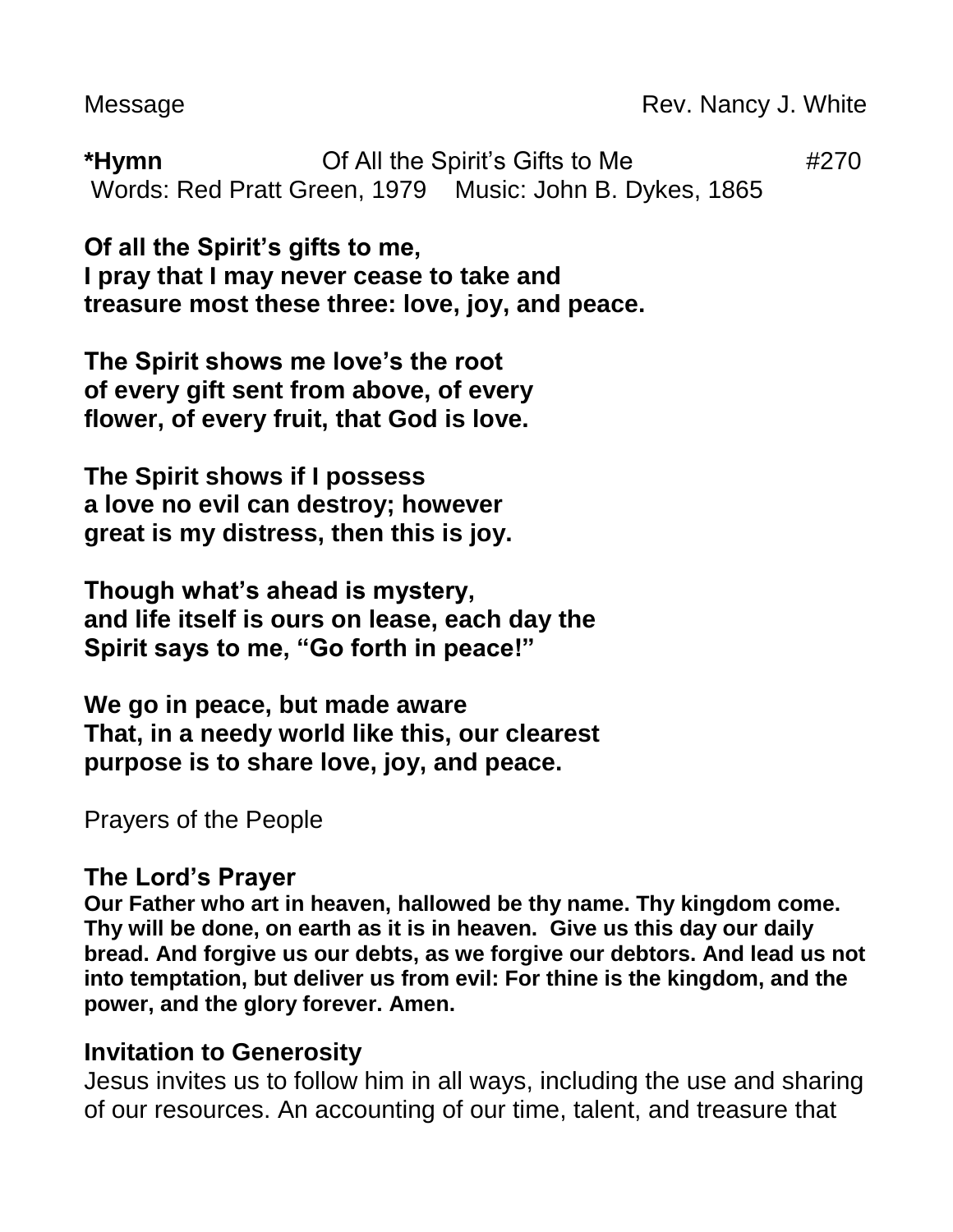Message Rev. Nancy J. White

**\*Hymn** Of All the Spirit's Gifts to Me #270
Words: Red Pratt Green, 1979 Music: John B. Dykes, 1865

**Of all the Spirit's gifts to me,**
**I pray that I may never cease to take and**
**treasure most these three: love, joy, and peace.**

**The Spirit shows me love's the root**
**of every gift sent from above, of every**
**flower, of every fruit, that God is love.**

**The Spirit shows if I possess**
**a love no evil can destroy; however**
**great is my distress, then this is joy.**

**Though what's ahead is mystery,**
**and life itself is ours on lease, each day the**
**Spirit says to me, "Go forth in peace!"**

**We go in peace, but made aware**
**That, in a needy world like this, our clearest**
**purpose is to share love, joy, and peace.**

Prayers of the People

### The Lord's Prayer

**Our Father who art in heaven, hallowed be thy name. Thy kingdom come. Thy will be done, on earth as it is in heaven. Give us this day our daily bread. And forgive us our debts, as we forgive our debtors. And lead us not into temptation, but deliver us from evil: For thine is the kingdom, and the power, and the glory forever. Amen.**

### Invitation to Generosity

Jesus invites us to follow him in all ways, including the use and sharing of our resources. An accounting of our time, talent, and treasure that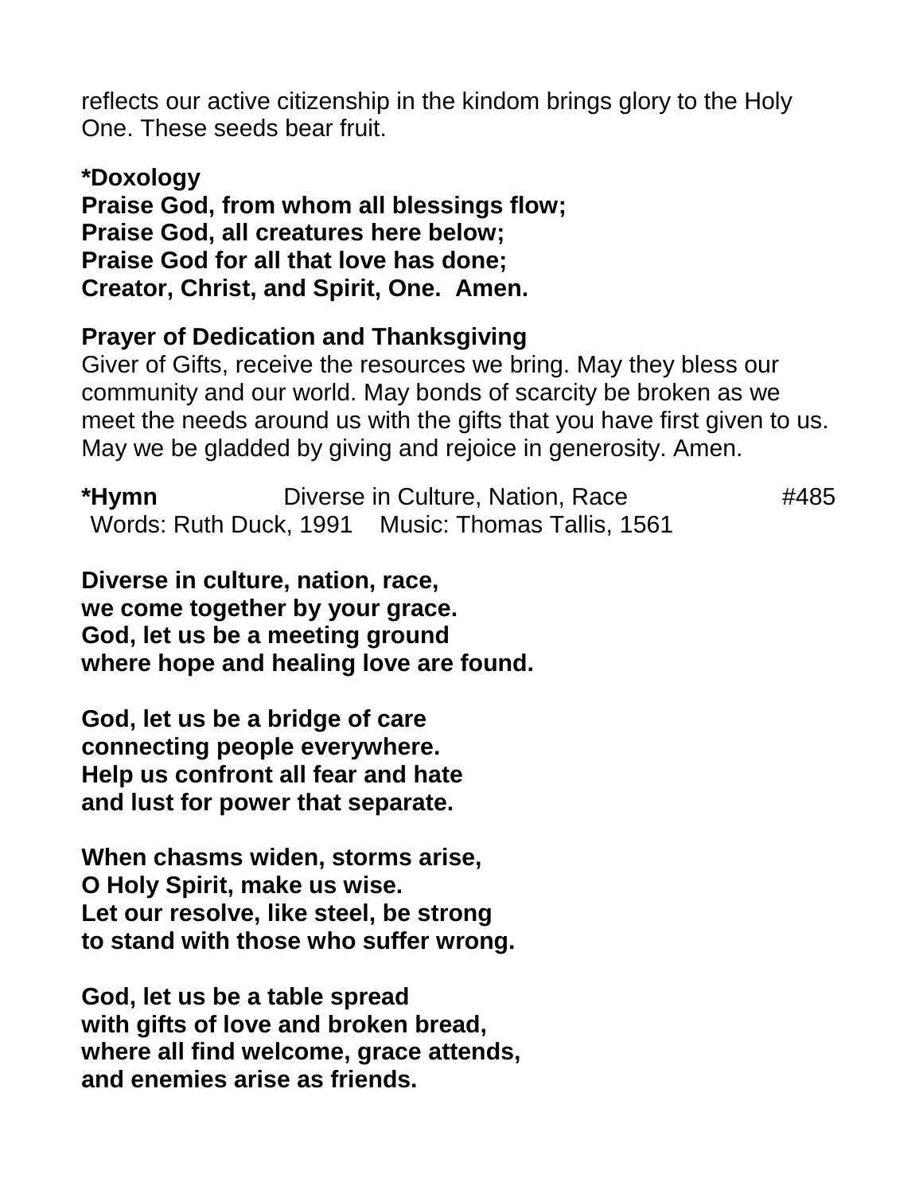reflects our active citizenship in the kindom brings glory to the Holy One. These seeds bear fruit.

**\*Doxology**
**Praise God, from whom all blessings flow;**
**Praise God, all creatures here below;**
**Praise God for all that love has done;**
**Creator, Christ, and Spirit, One. Amen.**

**Prayer of Dedication and Thanksgiving**
Giver of Gifts, receive the resources we bring. May they bless our community and our world. May bonds of scarcity be broken as we meet the needs around us with the gifts that you have first given to us. May we be gladded by giving and rejoice in generosity. Amen.

**\*Hymn** Diverse in Culture, Nation, Race #485
Words: Ruth Duck, 1991 Music: Thomas Tallis, 1561

**Diverse in culture, nation, race,**
**we come together by your grace.**
**God, let us be a meeting ground**
**where hope and healing love are found.**

**God, let us be a bridge of care**
**connecting people everywhere.**
**Help us confront all fear and hate**
**and lust for power that separate.**

**When chasms widen, storms arise,**
**O Holy Spirit, make us wise.**
**Let our resolve, like steel, be strong**
**to stand with those who suffer wrong.**

**God, let us be a table spread**
**with gifts of love and broken bread,**
**where all find welcome, grace attends,**
**and enemies arise as friends.**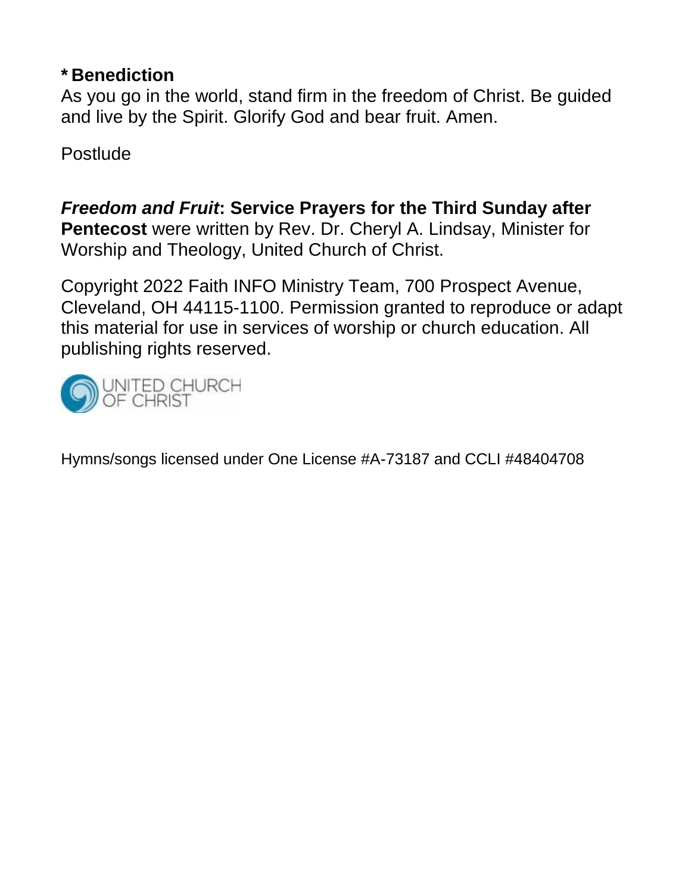**\* Benediction**
As you go in the world, stand firm in the freedom of Christ. Be guided and live by the Spirit. Glorify God and bear fruit. Amen.

Postlude

***Freedom and Fruit*: Service Prayers for the Third Sunday after Pentecost** were written by Rev. Dr. Cheryl A. Lindsay, Minister for Worship and Theology, United Church of Christ.

Copyright 2022 Faith INFO Ministry Team, 700 Prospect Avenue, Cleveland, OH 44115-1100. Permission granted to reproduce or adapt this material for use in services of worship or church education. All publishing rights reserved.

UNITED CHURCH OF CHRIST

Hymns/songs licensed under One License #A-73187 and CCLI #48404708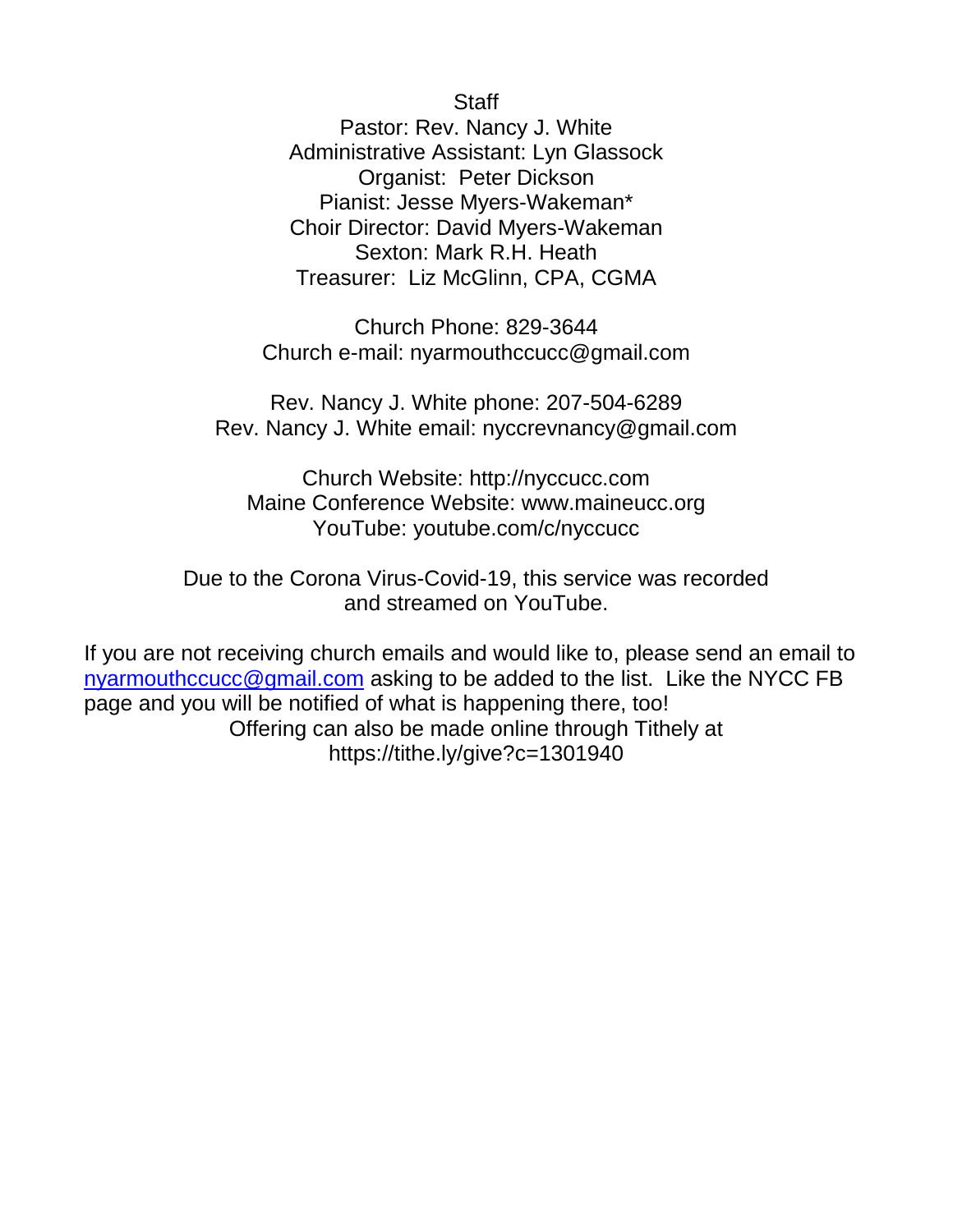Staff

Pastor: Rev. Nancy J. White
Administrative Assistant: Lyn Glassock
Organist: Peter Dickson
Pianist: Jesse Myers-Wakeman*
Choir Director: David Myers-Wakeman
Sexton: Mark R.H. Heath
Treasurer: Liz McGlinn, CPA, CGMA

Church Phone: 829-3644
Church e-mail: nyarmouthccucc@gmail.com

Rev. Nancy J. White phone: 207-504-6289
Rev. Nancy J. White email: nyccrevnancy@gmail.com

Church Website: http://nyccucc.com
Maine Conference Website: www.maineucc.org
YouTube: youtube.com/c/nyccucc

Due to the Corona Virus-Covid-19, this service was recorded and streamed on YouTube.

If you are not receiving church emails and would like to, please send an email to nyarmouthccucc@gmail.com asking to be added to the list. Like the NYCC FB page and you will be notified of what is happening there, too!

Offering can also be made online through Tithely at https://tithe.ly/give?c=1301940